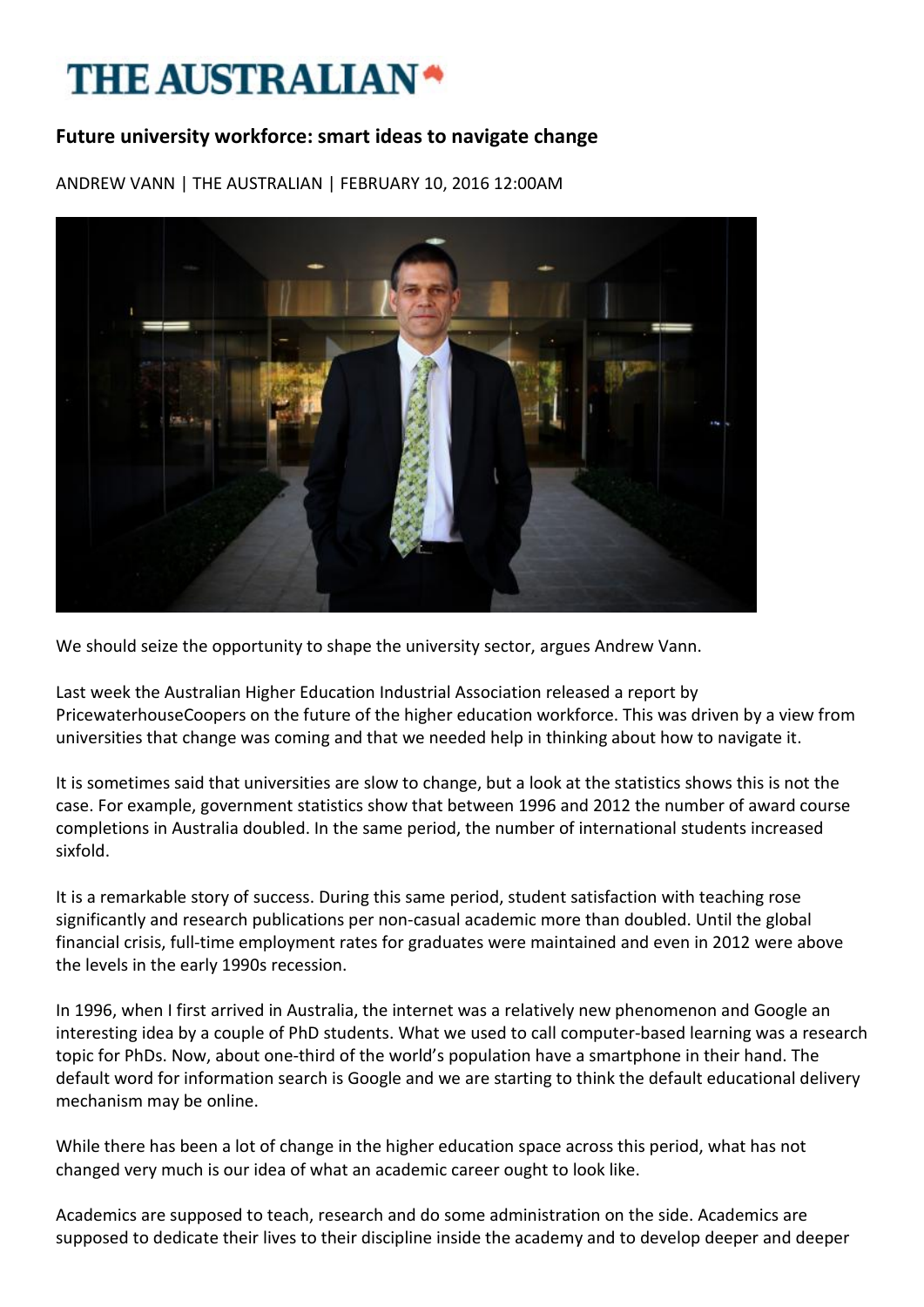# THE AUSTRALIAN

## Future university workforce: smart ideas to navigate change

ANDREW VANN | THE AUSTRALIAN | FEBRUARY 10, 2016 12:00AM

We should seize the opportunity to shape the university sector, argues Andrew Vann.

Last week the Australian Higher Education Industrial Association released a report by PricewaterhouseCoopers on the future of the higher education workforce. This was driven by a view from universities that change was coming and that we needed help in thinking about how to navigate it.

It is sometimes said that universities are slow to change, but a look at the statistics shows this is not the case. For example, government statistics show that between 1996 and 2012 the number of award course completions in Australia doubled. In the same period, the number of international students increased sixfold.

It is a remarkable story of success. During this same period, student satisfaction with teaching rose significantly and research publications per non-casual academic more than doubled. Until the global financial crisis, full-time employment rates for graduates were maintained and even in 2012 were above the levels in the early 1990s recession.

In 1996, when I first arrived in Australia, the internet was a relatively new phenomenon and Google an interesting idea by a couple of PhD students. What we used to call computer-based learning was a research topic for PhDs. Now, about one-third of the world's population have a smartphone in their hand. The default word for information search is Google and we are starting to think the default educational delivery mechanism may be online.

While there has been a lot of change in the higher education space across this period, what has not changed very much is our idea of what an academic career ought to look like.

Academics are supposed to teach, research and do some administration on the side. Academics are supposed to dedicate their lives to their discipline inside the academy and to develop deeper and deeper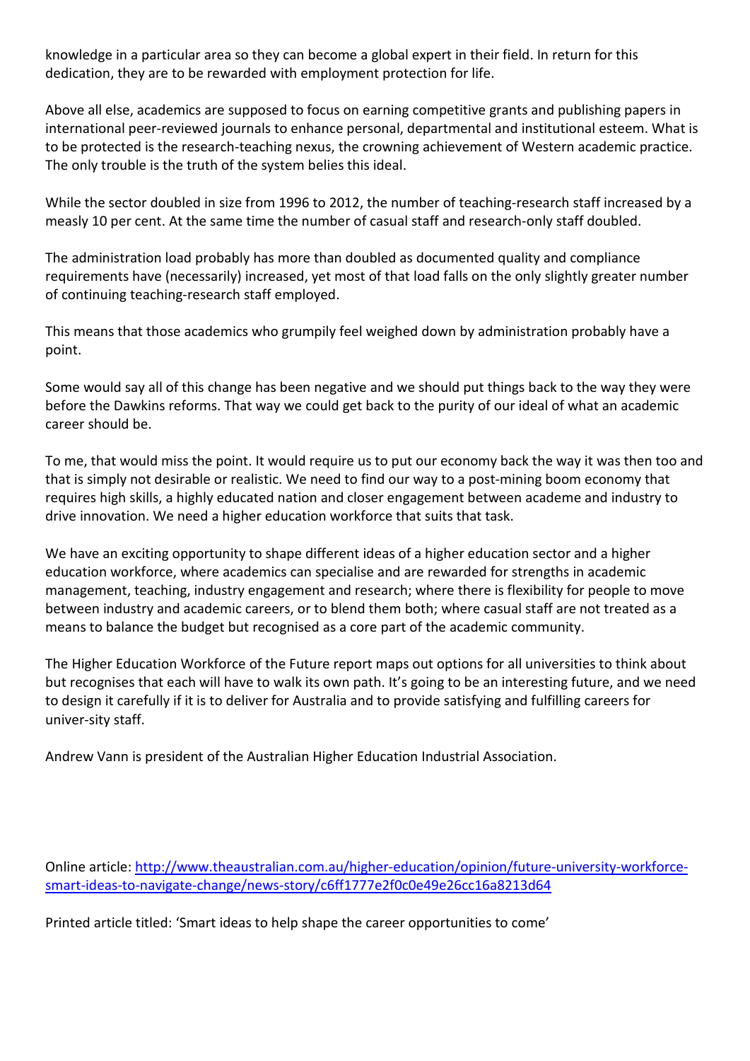knowledge in a particular area so they can become a global expert in their field. In return for this dedication, they are to be rewarded with employment protection for life.

Above all else, academics are supposed to focus on earning competitive grants and publishing papers in international peer-reviewed journals to enhance personal, departmental and institutional esteem. What is to be protected is the research-teaching nexus, the crowning achievement of Western academic practice. The only trouble is the truth of the system belies this ideal.

While the sector doubled in size from 1996 to 2012, the number of teaching-research staff increased by a measly 10 per cent. At the same time the number of casual staff and research-only staff doubled.

The administration load probably has more than doubled as documented quality and compliance requirements have (necessarily) increased, yet most of that load falls on the only slightly greater number of continuing teaching-research staff employed.

This means that those academics who grumpily feel weighed down by administration probably have a point.

Some would say all of this change has been negative and we should put things back to the way they were before the Dawkins reforms. That way we could get back to the purity of our ideal of what an academic career should be.

To me, that would miss the point. It would require us to put our economy back the way it was then too and that is simply not desirable or realistic. We need to find our way to a post-mining boom economy that requires high skills, a highly educated nation and closer engagement between academe and industry to drive innovation. We need a higher education workforce that suits that task.

We have an exciting opportunity to shape different ideas of a higher education sector and a higher education workforce, where academics can specialise and are rewarded for strengths in academic management, teaching, industry engagement and research; where there is flexibility for people to move between industry and academic careers, or to blend them both; where casual staff are not treated as a means to balance the budget but recognised as a core part of the academic community.

The Higher Education Workforce of the Future report maps out options for all universities to think about but recognises that each will have to walk its own path. It's going to be an interesting future, and we need to design it carefully if it is to deliver for Australia and to provide satisfying and fulfilling careers for univer-sity staff.

Andrew Vann is president of the Australian Higher Education Industrial Association.

Online article: [http://www.theaustralian.com.au/higher-education/opinion/future-university-workforce-smart-ideas-to-navigate-change/news-story/c6ff1777e2f0c0e49e26cc16a8213d64](http://www.theaustralian.com.au/higher-education/opinion/future-university-workforce-smart-ideas-to-navigate-change/news-story/c6ff1777e2f0c0e49e26cc16a8213d64)

Printed article titled: 'Smart ideas to help shape the career opportunities to come'